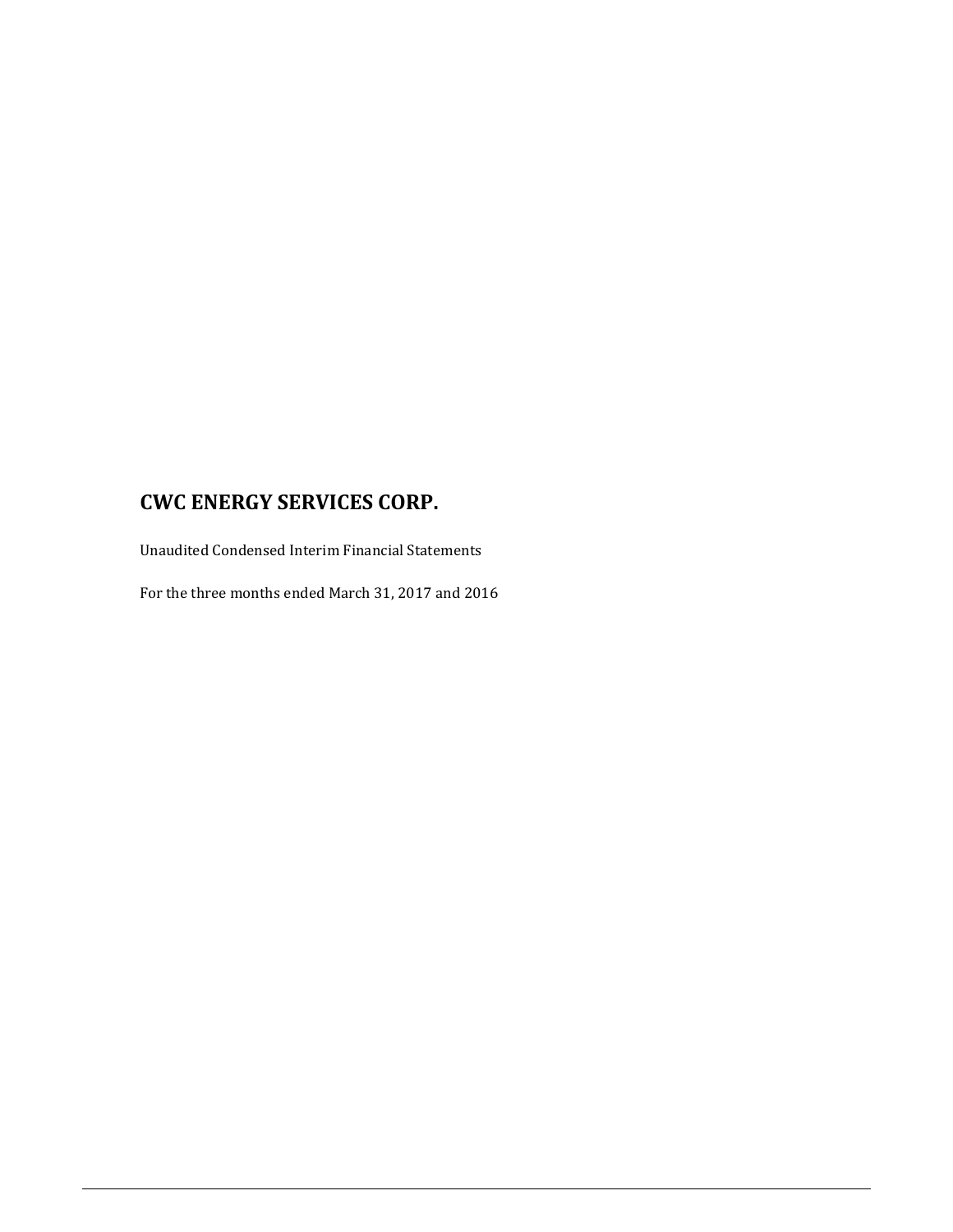# CWC ENERGY SERVICES CORP.

Unaudited Condensed Interim Financial Statements

For the three months ended March 31, 2017 and 2016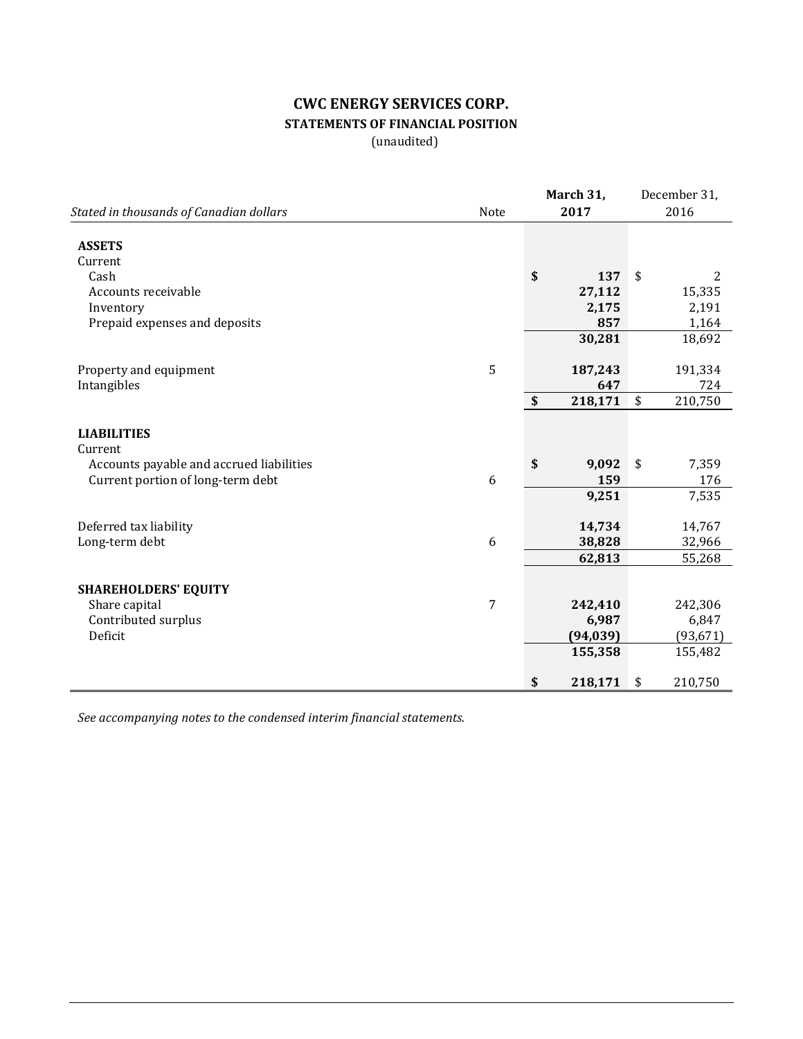# CWC ENERGY SERVICES CORP.

## STATEMENTS OF FINANCIAL POSITION

(unaudited)

| *Stated in thousands of Canadian dollars* | Note | March 31, 2017 | December 31, 2016 |
|---|---|---|---|
| **ASSETS** | | | |
| Current | | | |
| Cash | | **$ 137** | $ 2 |
| Accounts receivable | | **27,112** | 15,335 |
| Inventory | | **2,175** | 2,191 |
| Prepaid expenses and deposits | | **857** | 1,164 |
| | | **30,281** | 18,692 |
| Property and equipment | 5 | **187,243** | 191,334 |
| Intangibles | | **647** | 724 |
| | | **$ 218,171** | $ 210,750 |
| **LIABILITIES** | | | |
| Current | | | |
| Accounts payable and accrued liabilities | | **$ 9,092** | $ 7,359 |
| Current portion of long-term debt | 6 | **159** | 176 |
| | | **9,251** | 7,535 |
| Deferred tax liability | | **14,734** | 14,767 |
| Long-term debt | 6 | **38,828** | 32,966 |
| | | **62,813** | 55,268 |
| **SHAREHOLDERS' EQUITY** | | | |
| Share capital | 7 | **242,410** | 242,306 |
| Contributed surplus | | **6,987** | 6,847 |
| Deficit | | **(94,039)** | (93,671) |
| | | **155,358** | 155,482 |
| | | **$ 218,171** | $ 210,750 |

*See accompanying notes to the condensed interim financial statements.*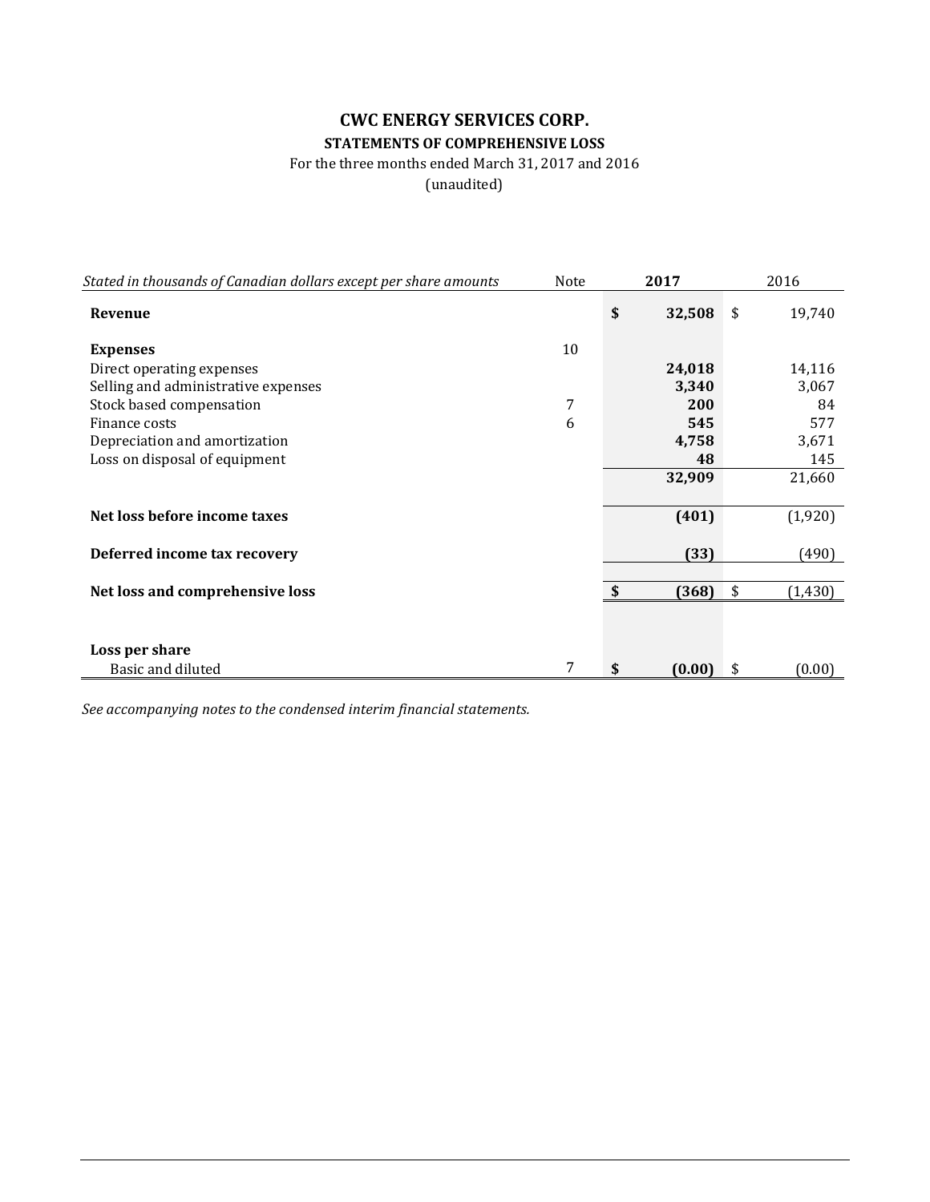# CWC ENERGY SERVICES CORP.

## STATEMENTS OF COMPREHENSIVE LOSS

For the three months ended March 31, 2017 and 2016

(unaudited)

| *Stated in thousands of Canadian dollars except per share amounts* | Note | **2017** | 2016 |
|---|---|---|---|
| **Revenue** | | **$ 32,508** | $ 19,740 |
| | | | |
| **Expenses** | 10 | | |
| Direct operating expenses | | **24,018** | 14,116 |
| Selling and administrative expenses | | **3,340** | 3,067 |
| Stock based compensation | 7 | **200** | 84 |
| Finance costs | 6 | **545** | 577 |
| Depreciation and amortization | | **4,758** | 3,671 |
| Loss on disposal of equipment | | **48** | 145 |
| | | **32,909** | 21,660 |
| | | | |
| **Net loss before income taxes** | | **(401)** | (1,920) |
| | | | |
| **Deferred income tax recovery** | | **(33)** | (490) |
| | | | |
| **Net loss and comprehensive loss** | | **$ (368)** | $ (1,430) |
| | | | |
| **Loss per share** | | | |
| Basic and diluted | 7 | **$ (0.00)** | $ (0.00) |

*See accompanying notes to the condensed interim financial statements.*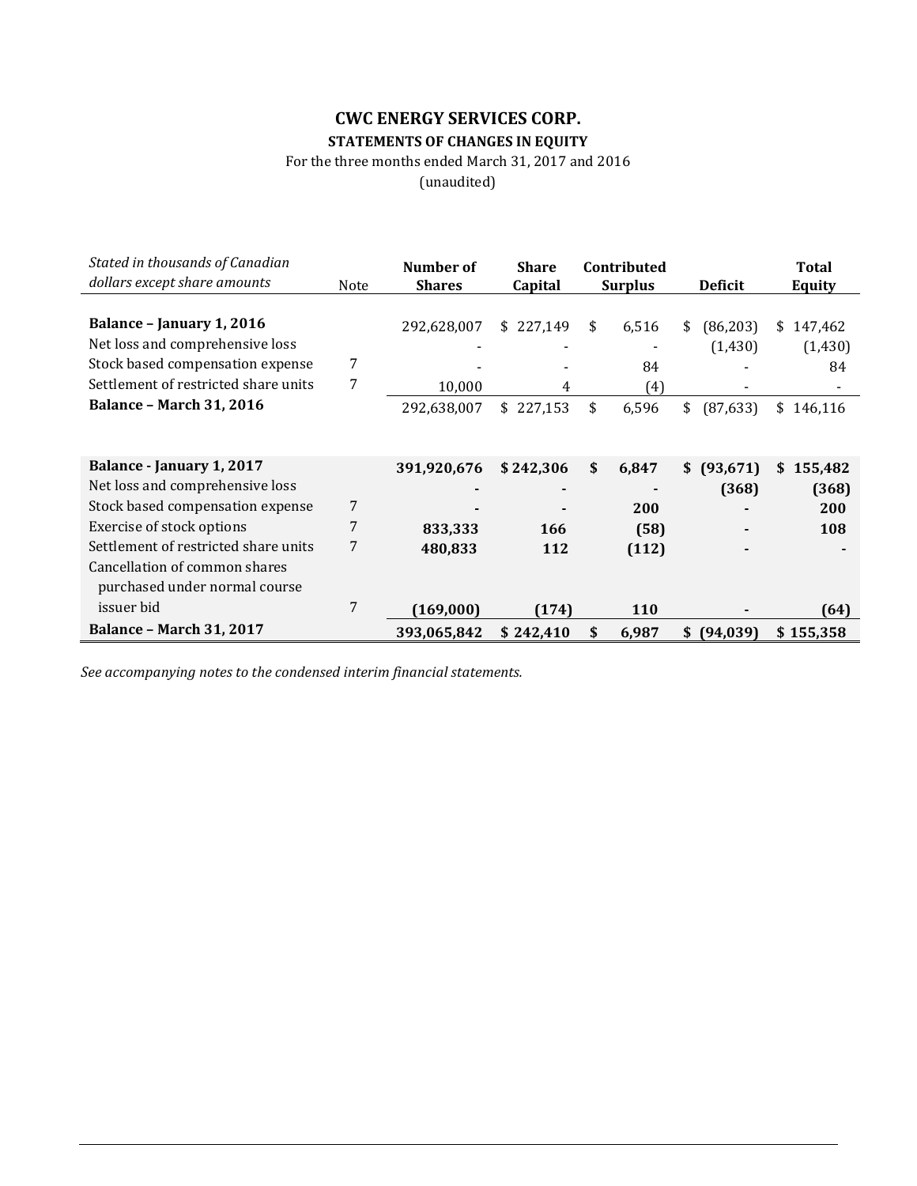# CWC ENERGY SERVICES CORP.

## STATEMENTS OF CHANGES IN EQUITY

For the three months ended March 31, 2017 and 2016

(unaudited)

| *Stated in thousands of Canadian dollars except share amounts* | Note | Number of Shares | Share Capital | Contributed Surplus | Deficit | Total Equity |
|---|---|---|---|---|---|---|
| **Balance – January 1, 2016** | | 292,628,007 | $ 227,149 | $ 6,516 | $ (86,203) | $ 147,462 |
| Net loss and comprehensive loss | | - | - | - | (1,430) | (1,430) |
| Stock based compensation expense | 7 | - | - | 84 | - | 84 |
| Settlement of restricted share units | 7 | 10,000 | 4 | (4) | - | - |
| **Balance – March 31, 2016** | | 292,638,007 | $ 227,153 | $ 6,596 | $ (87,633) | $ 146,116 |
| | | | | | | |
| **Balance - January 1, 2017** | | **391,920,676** | **$ 242,306** | **$ 6,847** | **$ (93,671)** | **$ 155,482** |
| Net loss and comprehensive loss | | **-** | **-** | **-** | **(368)** | **(368)** |
| Stock based compensation expense | 7 | **-** | **-** | **200** | **-** | **200** |
| Exercise of stock options | 7 | **833,333** | **166** | **(58)** | **-** | **108** |
| Settlement of restricted share units | 7 | **480,833** | **112** | **(112)** | **-** | **-** |
| Cancellation of common shares purchased under normal course issuer bid | 7 | **(169,000)** | **(174)** | **110** | **-** | **(64)** |
| **Balance – March 31, 2017** | | **393,065,842** | **$ 242,410** | **$ 6,987** | **$ (94,039)** | **$ 155,358** |

*See accompanying notes to the condensed interim financial statements.*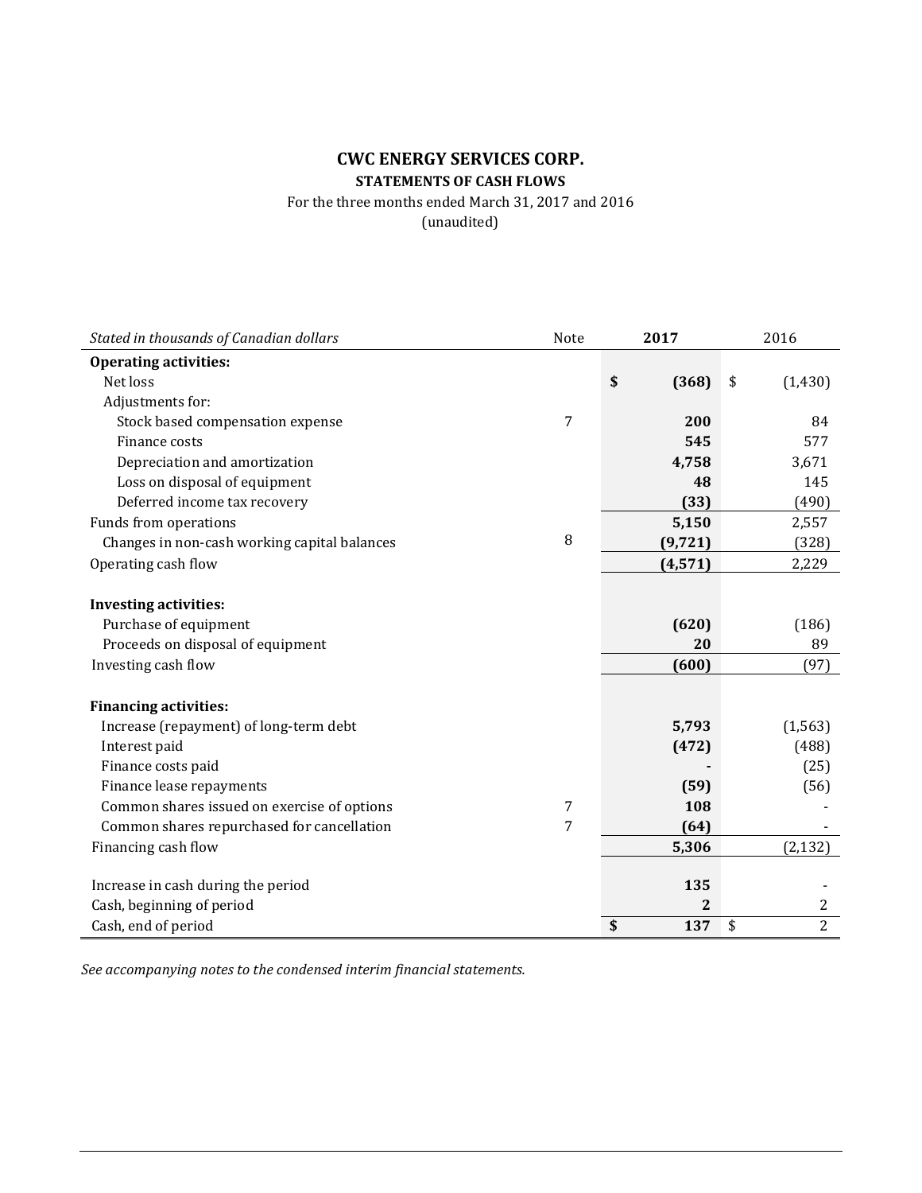# CWC ENERGY SERVICES CORP.

## STATEMENTS OF CASH FLOWS

For the three months ended March 31, 2017 and 2016

(unaudited)

| *Stated in thousands of Canadian dollars* | Note | **2017** | 2016 |
|---|---|---|---|
| **Operating activities:** | | | |
| Net loss | | **$ (368)** | $ (1,430) |
| Adjustments for: | | | |
| Stock based compensation expense | 7 | **200** | 84 |
| Finance costs | | **545** | 577 |
| Depreciation and amortization | | **4,758** | 3,671 |
| Loss on disposal of equipment | | **48** | 145 |
| Deferred income tax recovery | | **(33)** | (490) |
| Funds from operations | | **5,150** | 2,557 |
| Changes in non-cash working capital balances | 8 | **(9,721)** | (328) |
| Operating cash flow | | **(4,571)** | 2,229 |
| | | | |
| **Investing activities:** | | | |
| Purchase of equipment | | **(620)** | (186) |
| Proceeds on disposal of equipment | | **20** | 89 |
| Investing cash flow | | **(600)** | (97) |
| | | | |
| **Financing activities:** | | | |
| Increase (repayment) of long-term debt | | **5,793** | (1,563) |
| Interest paid | | **(472)** | (488) |
| Finance costs paid | | **-** | (25) |
| Finance lease repayments | | **(59)** | (56) |
| Common shares issued on exercise of options | 7 | **108** | - |
| Common shares repurchased for cancellation | 7 | **(64)** | - |
| Financing cash flow | | **5,306** | (2,132) |
| | | | |
| Increase in cash during the period | | **135** | - |
| Cash, beginning of period | | **2** | 2 |
| Cash, end of period | | **$ 137** | $ 2 |

*See accompanying notes to the condensed interim financial statements.*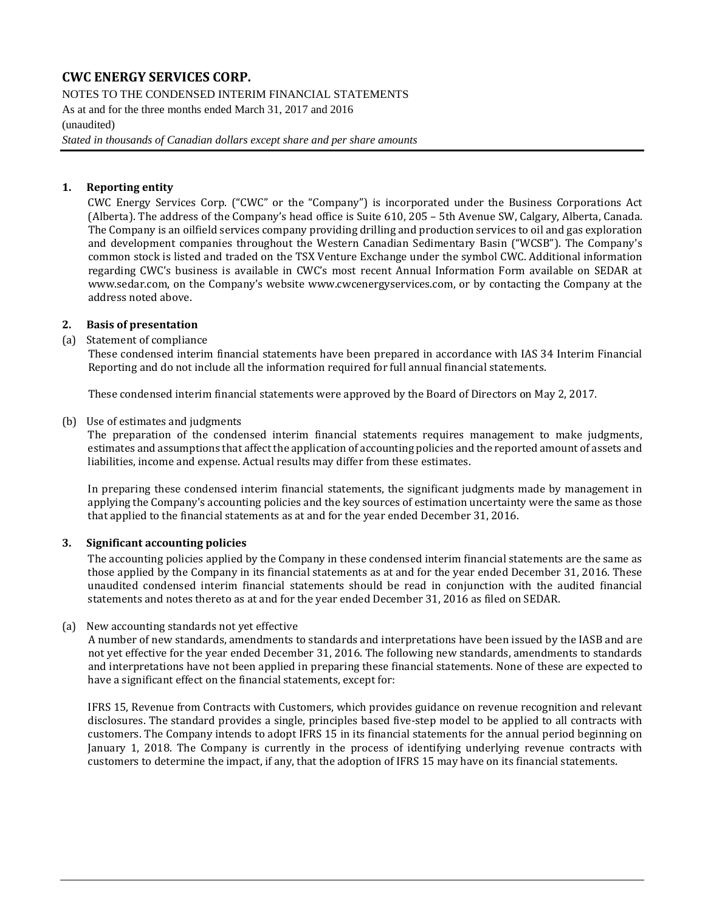# CWC ENERGY SERVICES CORP.

NOTES TO THE CONDENSED INTERIM FINANCIAL STATEMENTS
As at and for the three months ended March 31, 2017 and 2016
(unaudited)
*Stated in thousands of Canadian dollars except share and per share amounts*

## 1. Reporting entity

CWC Energy Services Corp. ("CWC" or the "Company") is incorporated under the Business Corporations Act (Alberta). The address of the Company's head office is Suite 610, 205 – 5th Avenue SW, Calgary, Alberta, Canada. The Company is an oilfield services company providing drilling and production services to oil and gas exploration and development companies throughout the Western Canadian Sedimentary Basin ("WCSB"). The Company's common stock is listed and traded on the TSX Venture Exchange under the symbol CWC. Additional information regarding CWC's business is available in CWC's most recent Annual Information Form available on SEDAR at www.sedar.com, on the Company's website www.cwcenergyservices.com, or by contacting the Company at the address noted above.

## 2. Basis of presentation

(a) Statement of compliance

These condensed interim financial statements have been prepared in accordance with IAS 34 Interim Financial Reporting and do not include all the information required for full annual financial statements.

These condensed interim financial statements were approved by the Board of Directors on May 2, 2017.

(b) Use of estimates and judgments

The preparation of the condensed interim financial statements requires management to make judgments, estimates and assumptions that affect the application of accounting policies and the reported amount of assets and liabilities, income and expense. Actual results may differ from these estimates.

In preparing these condensed interim financial statements, the significant judgments made by management in applying the Company's accounting policies and the key sources of estimation uncertainty were the same as those that applied to the financial statements as at and for the year ended December 31, 2016.

## 3. Significant accounting policies

The accounting policies applied by the Company in these condensed interim financial statements are the same as those applied by the Company in its financial statements as at and for the year ended December 31, 2016. These unaudited condensed interim financial statements should be read in conjunction with the audited financial statements and notes thereto as at and for the year ended December 31, 2016 as filed on SEDAR.

(a) New accounting standards not yet effective

A number of new standards, amendments to standards and interpretations have been issued by the IASB and are not yet effective for the year ended December 31, 2016. The following new standards, amendments to standards and interpretations have not been applied in preparing these financial statements. None of these are expected to have a significant effect on the financial statements, except for:

IFRS 15, Revenue from Contracts with Customers, which provides guidance on revenue recognition and relevant disclosures. The standard provides a single, principles based five-step model to be applied to all contracts with customers. The Company intends to adopt IFRS 15 in its financial statements for the annual period beginning on January 1, 2018. The Company is currently in the process of identifying underlying revenue contracts with customers to determine the impact, if any, that the adoption of IFRS 15 may have on its financial statements.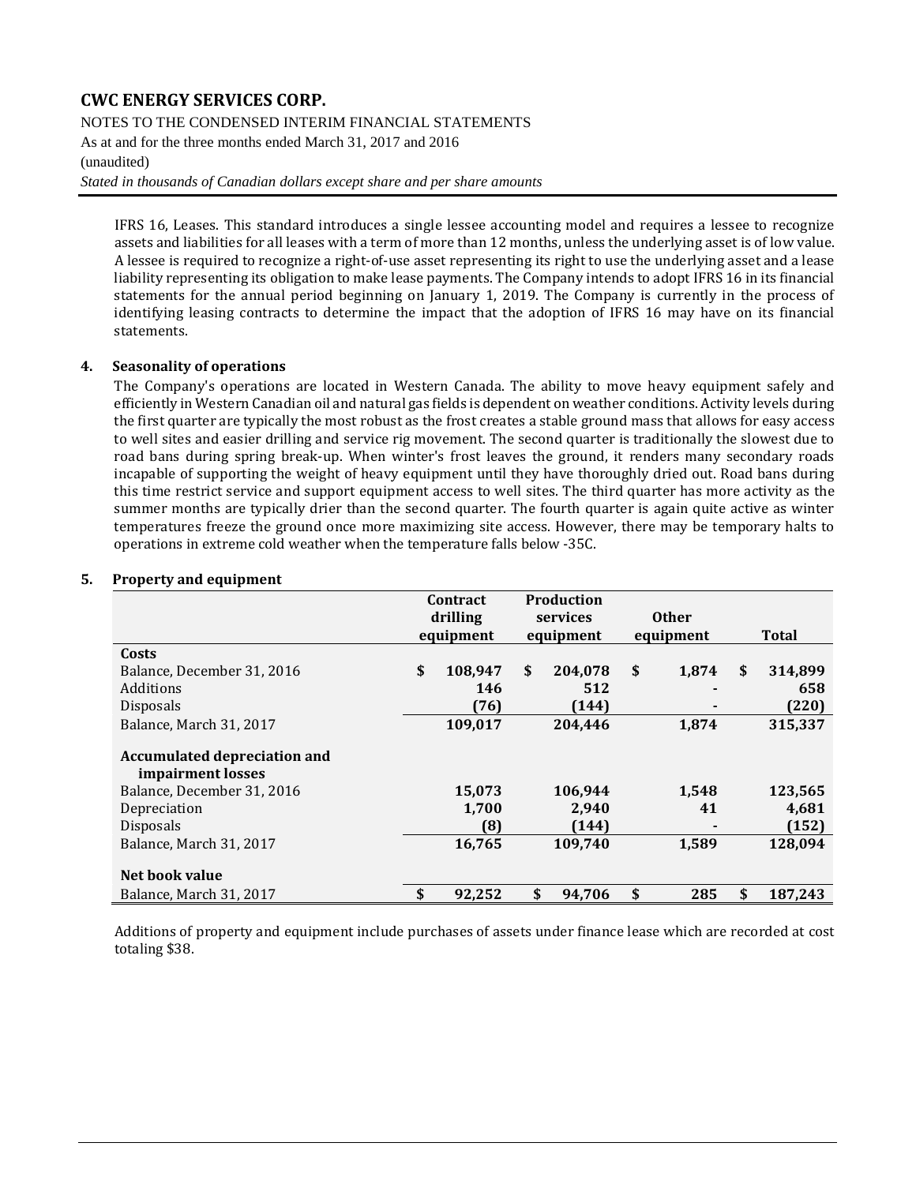IFRS 16, Leases. This standard introduces a single lessee accounting model and requires a lessee to recognize assets and liabilities for all leases with a term of more than 12 months, unless the underlying asset is of low value. A lessee is required to recognize a right-of-use asset representing its right to use the underlying asset and a lease liability representing its obligation to make lease payments. The Company intends to adopt IFRS 16 in its financial statements for the annual period beginning on January 1, 2019. The Company is currently in the process of identifying leasing contracts to determine the impact that the adoption of IFRS 16 may have on its financial statements.

## 4. Seasonality of operations

The Company's operations are located in Western Canada. The ability to move heavy equipment safely and efficiently in Western Canadian oil and natural gas fields is dependent on weather conditions. Activity levels during the first quarter are typically the most robust as the frost creates a stable ground mass that allows for easy access to well sites and easier drilling and service rig movement. The second quarter is traditionally the slowest due to road bans during spring break-up. When winter's frost leaves the ground, it renders many secondary roads incapable of supporting the weight of heavy equipment until they have thoroughly dried out. Road bans during this time restrict service and support equipment access to well sites. The third quarter has more activity as the summer months are typically drier than the second quarter. The fourth quarter is again quite active as winter temperatures freeze the ground once more maximizing site access. However, there may be temporary halts to operations in extreme cold weather when the temperature falls below -35C.

## 5. Property and equipment

| | Contract drilling equipment | Production services equipment | Other equipment | Total |
|---|---|---|---|---|
| **Costs** | | | | |
| Balance, December 31, 2016 | $ 108,947 | $ 204,078 | $ 1,874 | $ 314,899 |
| Additions | 146 | 512 | - | 658 |
| Disposals | (76) | (144) | - | (220) |
| Balance, March 31, 2017 | 109,017 | 204,446 | 1,874 | 315,337 |
| **Accumulated depreciation and impairment losses** | | | | |
| Balance, December 31, 2016 | 15,073 | 106,944 | 1,548 | 123,565 |
| Depreciation | 1,700 | 2,940 | 41 | 4,681 |
| Disposals | (8) | (144) | - | (152) |
| Balance, March 31, 2017 | 16,765 | 109,740 | 1,589 | 128,094 |
| **Net book value** | | | | |
| Balance, March 31, 2017 | $ 92,252 | $ 94,706 | $ 285 | $ 187,243 |

Additions of property and equipment include purchases of assets under finance lease which are recorded at cost totaling $38.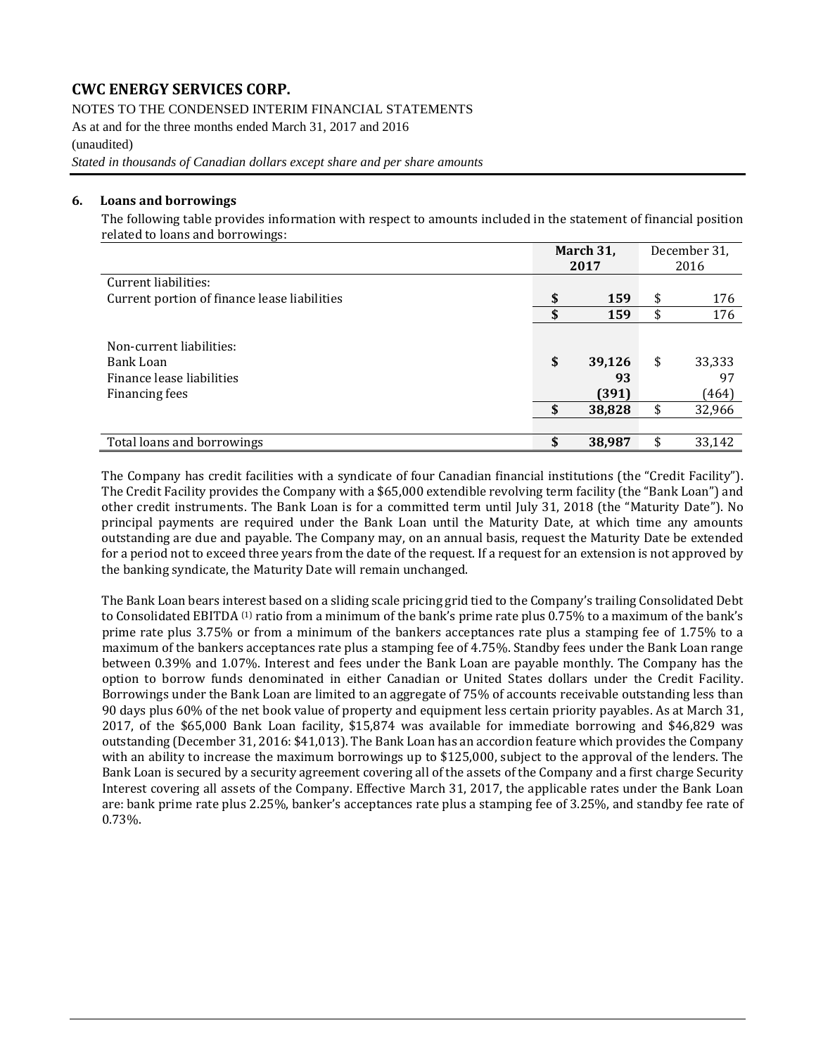# CWC ENERGY SERVICES CORP.

NOTES TO THE CONDENSED INTERIM FINANCIAL STATEMENTS

As at and for the three months ended March 31, 2017 and 2016

(unaudited)

*Stated in thousands of Canadian dollars except share and per share amounts*

## 6. Loans and borrowings

The following table provides information with respect to amounts included in the statement of financial position related to loans and borrowings:

| | **March 31, 2017** | December 31, 2016 |
|---|---|---|
| Current liabilities: | | |
| Current portion of finance lease liabilities | **$ 159** | $ 176 |
| | **$ 159** | $ 176 |
| | | |
| Non-current liabilities: | | |
| Bank Loan | **$ 39,126** | $ 33,333 |
| Finance lease liabilities | **93** | 97 |
| Financing fees | **(391)** | (464) |
| | **$ 38,828** | $ 32,966 |
| | | |
| Total loans and borrowings | **$ 38,987** | $ 33,142 |

The Company has credit facilities with a syndicate of four Canadian financial institutions (the "Credit Facility"). The Credit Facility provides the Company with a $65,000 extendible revolving term facility (the "Bank Loan") and other credit instruments. The Bank Loan is for a committed term until July 31, 2018 (the "Maturity Date"). No principal payments are required under the Bank Loan until the Maturity Date, at which time any amounts outstanding are due and payable. The Company may, on an annual basis, request the Maturity Date be extended for a period not to exceed three years from the date of the request. If a request for an extension is not approved by the banking syndicate, the Maturity Date will remain unchanged.

The Bank Loan bears interest based on a sliding scale pricing grid tied to the Company's trailing Consolidated Debt to Consolidated EBITDA [(1)] ratio from a minimum of the bank's prime rate plus 0.75% to a maximum of the bank's prime rate plus 3.75% or from a minimum of the bankers acceptances rate plus a stamping fee of 1.75% to a maximum of the bankers acceptances rate plus a stamping fee of 4.75%. Standby fees under the Bank Loan range between 0.39% and 1.07%. Interest and fees under the Bank Loan are payable monthly. The Company has the option to borrow funds denominated in either Canadian or United States dollars under the Credit Facility. Borrowings under the Bank Loan are limited to an aggregate of 75% of accounts receivable outstanding less than 90 days plus 60% of the net book value of property and equipment less certain priority payables. As at March 31, 2017, of the $65,000 Bank Loan facility, $15,874 was available for immediate borrowing and $46,829 was outstanding (December 31, 2016: $41,013). The Bank Loan has an accordion feature which provides the Company with an ability to increase the maximum borrowings up to $125,000, subject to the approval of the lenders. The Bank Loan is secured by a security agreement covering all of the assets of the Company and a first charge Security Interest covering all assets of the Company. Effective March 31, 2017, the applicable rates under the Bank Loan are: bank prime rate plus 2.25%, banker's acceptances rate plus a stamping fee of 3.25%, and standby fee rate of 0.73%.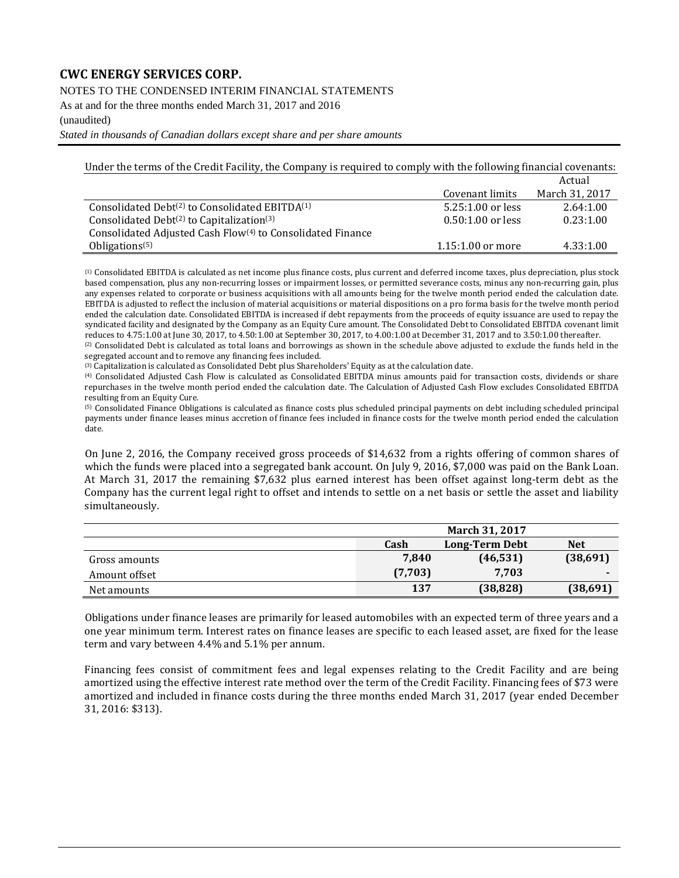Under the terms of the Credit Facility, the Company is required to comply with the following financial covenants:

| | Covenant limits | Actual March 31, 2017 |
|---|---|---|
| Consolidated Debt[2] to Consolidated EBITDA[1] | 5.25:1.00 or less | 2.64:1.00 |
| Consolidated Debt[2] to Capitalization[3] | 0.50:1.00 or less | 0.23:1.00 |
| Consolidated Adjusted Cash Flow[4] to Consolidated Finance Obligations[5] | 1.15:1.00 or more | 4.33:1.00 |

[1] Consolidated EBITDA is calculated as net income plus finance costs, plus current and deferred income taxes, plus depreciation, plus stock based compensation, plus any non-recurring losses or impairment losses, or permitted severance costs, minus any non-recurring gain, plus any expenses related to corporate or business acquisitions with all amounts being for the twelve month period ended the calculation date. EBITDA is adjusted to reflect the inclusion of material acquisitions or material dispositions on a pro forma basis for the twelve month period ended the calculation date. Consolidated EBITDA is increased if debt repayments from the proceeds of equity issuance are used to repay the syndicated facility and designated by the Company as an Equity Cure amount. The Consolidated Debt to Consolidated EBITDA covenant limit reduces to 4.75:1.00 at June 30, 2017, to 4.50:1.00 at September 30, 2017, to 4.00:1.00 at December 31, 2017 and to 3.50:1.00 thereafter.

[2] Consolidated Debt is calculated as total loans and borrowings as shown in the schedule above adjusted to exclude the funds held in the segregated account and to remove any financing fees included.

[3] Capitalization is calculated as Consolidated Debt plus Shareholders' Equity as at the calculation date.

[4] Consolidated Adjusted Cash Flow is calculated as Consolidated EBITDA minus amounts paid for transaction costs, dividends or share repurchases in the twelve month period ended the calculation date. The Calculation of Adjusted Cash Flow excludes Consolidated EBITDA resulting from an Equity Cure.

[5] Consolidated Finance Obligations is calculated as finance costs plus scheduled principal payments on debt including scheduled principal payments under finance leases minus accretion of finance fees included in finance costs for the twelve month period ended the calculation date.

On June 2, 2016, the Company received gross proceeds of $14,632 from a rights offering of common shares of which the funds were placed into a segregated bank account. On July 9, 2016, $7,000 was paid on the Bank Loan. At March 31, 2017 the remaining $7,632 plus earned interest has been offset against long-term debt as the Company has the current legal right to offset and intends to settle on a net basis or settle the asset and liability simultaneously.

| | March 31, 2017 | | |
|---|---|---|---|
| | **Cash** | **Long-Term Debt** | **Net** |
| Gross amounts | **7,840** | **(46,531)** | **(38,691)** |
| Amount offset | **(7,703)** | **7,703** | **-** |
| Net amounts | **137** | **(38,828)** | **(38,691)** |

Obligations under finance leases are primarily for leased automobiles with an expected term of three years and a one year minimum term. Interest rates on finance leases are specific to each leased asset, are fixed for the lease term and vary between 4.4% and 5.1% per annum.

Financing fees consist of commitment fees and legal expenses relating to the Credit Facility and are being amortized using the effective interest rate method over the term of the Credit Facility. Financing fees of $73 were amortized and included in finance costs during the three months ended March 31, 2017 (year ended December 31, 2016: $313).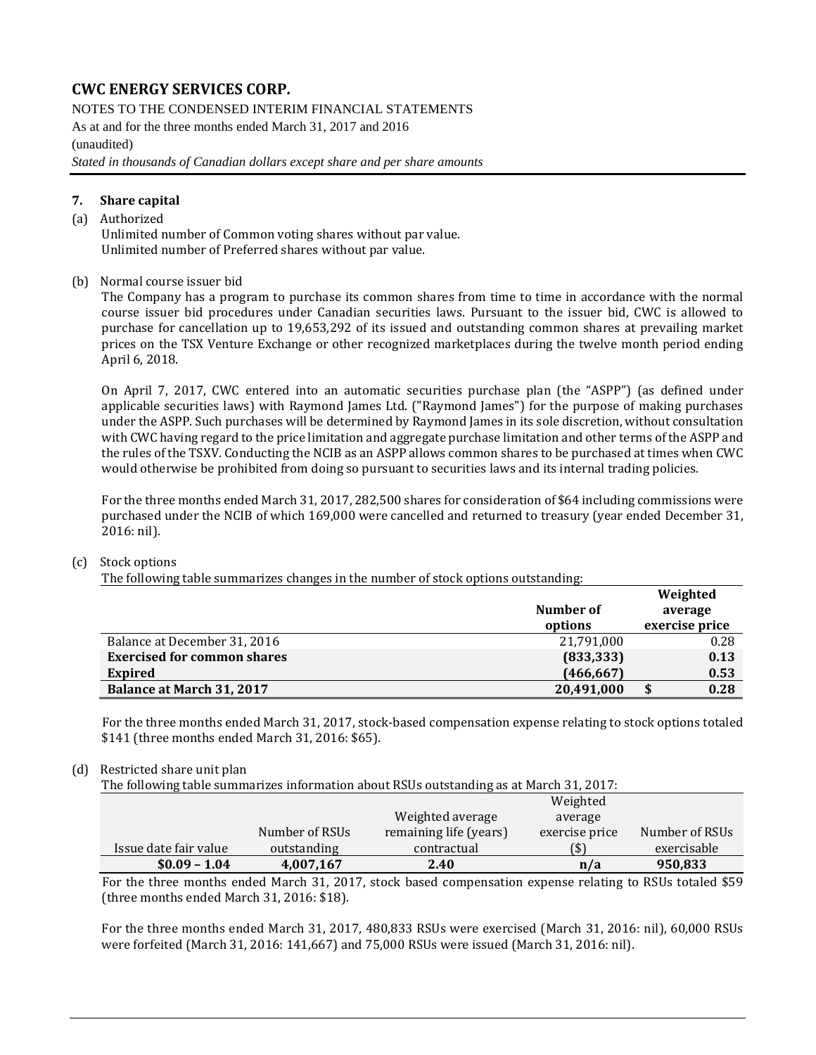## 7. Share capital

(a) Authorized

Unlimited number of Common voting shares without par value.
Unlimited number of Preferred shares without par value.

(b) Normal course issuer bid

The Company has a program to purchase its common shares from time to time in accordance with the normal course issuer bid procedures under Canadian securities laws. Pursuant to the issuer bid, CWC is allowed to purchase for cancellation up to 19,653,292 of its issued and outstanding common shares at prevailing market prices on the TSX Venture Exchange or other recognized marketplaces during the twelve month period ending April 6, 2018.

On April 7, 2017, CWC entered into an automatic securities purchase plan (the "ASPP") (as defined under applicable securities laws) with Raymond James Ltd. ("Raymond James") for the purpose of making purchases under the ASPP. Such purchases will be determined by Raymond James in its sole discretion, without consultation with CWC having regard to the price limitation and aggregate purchase limitation and other terms of the ASPP and the rules of the TSXV. Conducting the NCIB as an ASPP allows common shares to be purchased at times when CWC would otherwise be prohibited from doing so pursuant to securities laws and its internal trading policies.

For the three months ended March 31, 2017, 282,500 shares for consideration of $64 including commissions were purchased under the NCIB of which 169,000 were cancelled and returned to treasury (year ended December 31, 2016: nil).

(c) Stock options

The following table summarizes changes in the number of stock options outstanding:

| | Number of options | Weighted average exercise price |
|---|---|---|
| Balance at December 31, 2016 | 21,791,000 | 0.28 |
| **Exercised for common shares** | **(833,333)** | **0.13** |
| **Expired** | **(466,667)** | **0.53** |
| **Balance at March 31, 2017** | **20,491,000** | **$ 0.28** |

For the three months ended March 31, 2017, stock-based compensation expense relating to stock options totaled $141 (three months ended March 31, 2016: $65).

(d) Restricted share unit plan

The following table summarizes information about RSUs outstanding as at March 31, 2017:

| Issue date fair value | Number of RSUs outstanding | Weighted average remaining life (years) contractual | Weighted average exercise price ($) | Number of RSUs exercisable |
|---|---|---|---|---|
| **$0.09 – 1.04** | **4,007,167** | **2.40** | **n/a** | **950,833** |

For the three months ended March 31, 2017, stock based compensation expense relating to RSUs totaled $59 (three months ended March 31, 2016: $18).

For the three months ended March 31, 2017, 480,833 RSUs were exercised (March 31, 2016: nil), 60,000 RSUs were forfeited (March 31, 2016: 141,667) and 75,000 RSUs were issued (March 31, 2016: nil).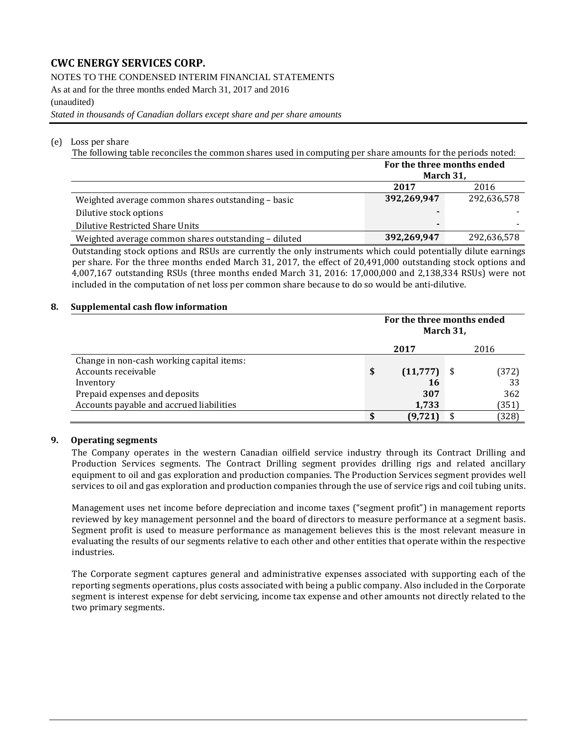# CWC ENERGY SERVICES CORP.

NOTES TO THE CONDENSED INTERIM FINANCIAL STATEMENTS
As at and for the three months ended March 31, 2017 and 2016
(unaudited)
*Stated in thousands of Canadian dollars except share and per share amounts*

(e) Loss per share

The following table reconciles the common shares used in computing per share amounts for the periods noted:

| | For the three months ended March 31, | |
|---|---|---|
| | **2017** | 2016 |
| Weighted average common shares outstanding – basic | **392,269,947** | 292,636,578 |
| Dilutive stock options | **-** | - |
| Dilutive Restricted Share Units | **-** | - |
| Weighted average common shares outstanding – diluted | **392,269,947** | 292,636,578 |

Outstanding stock options and RSUs are currently the only instruments which could potentially dilute earnings per share. For the three months ended March 31, 2017, the effect of 20,491,000 outstanding stock options and 4,007,167 outstanding RSUs (three months ended March 31, 2016: 17,000,000 and 2,138,334 RSUs) were not included in the computation of net loss per common share because to do so would be anti-dilutive.

## 8. Supplemental cash flow information

| | For the three months ended March 31, | |
|---|---|---|
| | **2017** | 2016 |
| Change in non-cash working capital items: | | |
| Accounts receivable | **$ (11,777)** | $ (372) |
| Inventory | **16** | 33 |
| Prepaid expenses and deposits | **307** | 362 |
| Accounts payable and accrued liabilities | **1,733** | (351) |
| | **$ (9,721)** | $ (328) |

## 9. Operating segments

The Company operates in the western Canadian oilfield service industry through its Contract Drilling and Production Services segments. The Contract Drilling segment provides drilling rigs and related ancillary equipment to oil and gas exploration and production companies. The Production Services segment provides well services to oil and gas exploration and production companies through the use of service rigs and coil tubing units.

Management uses net income before depreciation and income taxes ("segment profit") in management reports reviewed by key management personnel and the board of directors to measure performance at a segment basis. Segment profit is used to measure performance as management believes this is the most relevant measure in evaluating the results of our segments relative to each other and other entities that operate within the respective industries.

The Corporate segment captures general and administrative expenses associated with supporting each of the reporting segments operations, plus costs associated with being a public company. Also included in the Corporate segment is interest expense for debt servicing, income tax expense and other amounts not directly related to the two primary segments.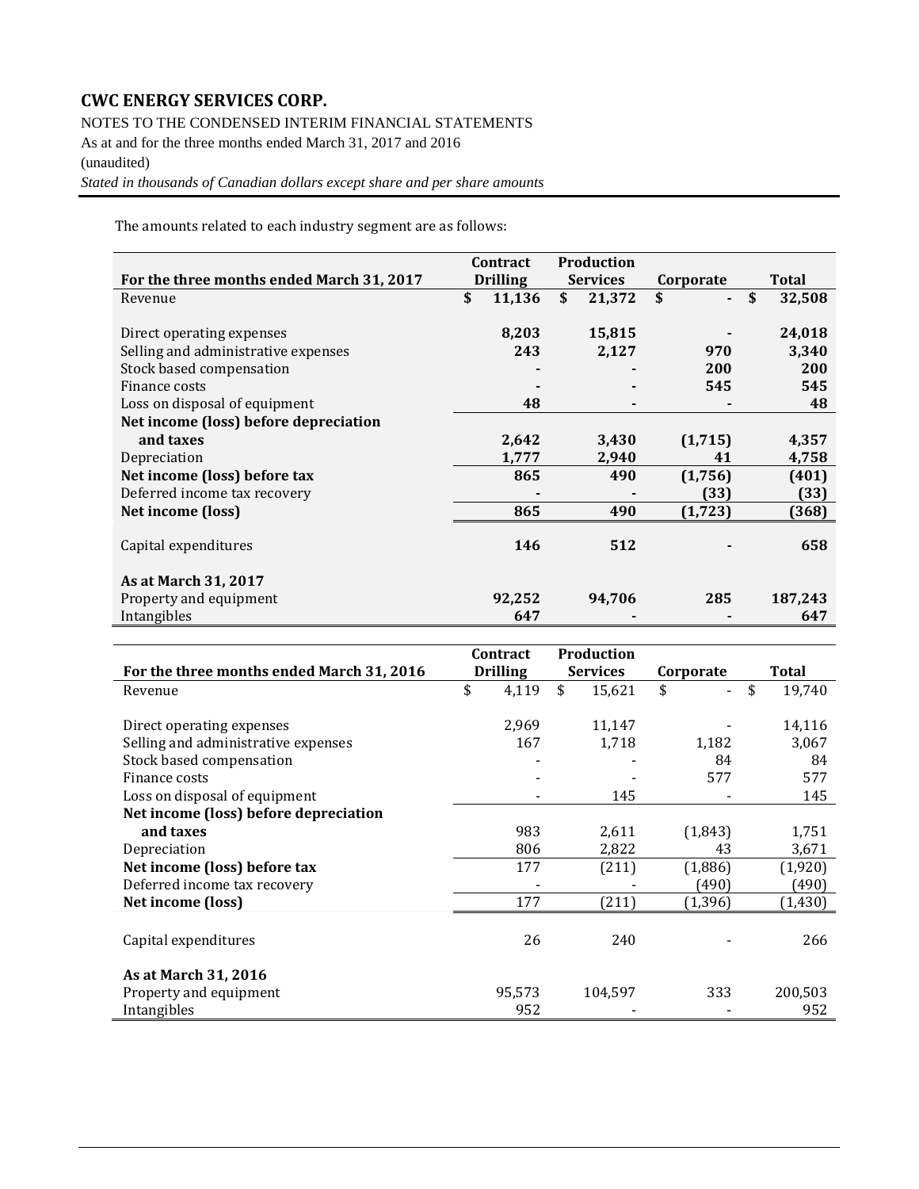The amounts related to each industry segment are as follows:

| For the three months ended March 31, 2017 | Contract Drilling | Production Services | Corporate | Total |
|---|---|---|---|---|
| Revenue | $ 11,136 | $ 21,372 | $ - | $ 32,508 |
| | | | | |
| Direct operating expenses | 8,203 | 15,815 | - | 24,018 |
| Selling and administrative expenses | 243 | 2,127 | 970 | 3,340 |
| Stock based compensation | - | - | 200 | 200 |
| Finance costs | - | - | 545 | 545 |
| Loss on disposal of equipment | 48 | - | - | 48 |
| **Net income (loss) before depreciation and taxes** | **2,642** | **3,430** | **(1,715)** | **4,357** |
| Depreciation | 1,777 | 2,940 | 41 | 4,758 |
| **Net income (loss) before tax** | **865** | **490** | **(1,756)** | **(401)** |
| Deferred income tax recovery | - | - | (33) | (33) |
| **Net income (loss)** | **865** | **490** | **(1,723)** | **(368)** |
| | | | | |
| Capital expenditures | 146 | 512 | - | 658 |
| | | | | |
| **As at March 31, 2017** | | | | |
| Property and equipment | 92,252 | 94,706 | 285 | 187,243 |
| Intangibles | 647 | - | - | 647 |

| For the three months ended March 31, 2016 | Contract Drilling | Production Services | Corporate | Total |
|---|---|---|---|---|
| Revenue | $ 4,119 | $ 15,621 | $ - | $ 19,740 |
| | | | | |
| Direct operating expenses | 2,969 | 11,147 | - | 14,116 |
| Selling and administrative expenses | 167 | 1,718 | 1,182 | 3,067 |
| Stock based compensation | - | - | 84 | 84 |
| Finance costs | - | - | 577 | 577 |
| Loss on disposal of equipment | - | 145 | - | 145 |
| **Net income (loss) before depreciation and taxes** | 983 | 2,611 | (1,843) | 1,751 |
| Depreciation | 806 | 2,822 | 43 | 3,671 |
| **Net income (loss) before tax** | 177 | (211) | (1,886) | (1,920) |
| Deferred income tax recovery | - | - | (490) | (490) |
| **Net income (loss)** | 177 | (211) | (1,396) | (1,430) |
| | | | | |
| Capital expenditures | 26 | 240 | - | 266 |
| | | | | |
| **As at March 31, 2016** | | | | |
| Property and equipment | 95,573 | 104,597 | 333 | 200,503 |
| Intangibles | 952 | - | - | 952 |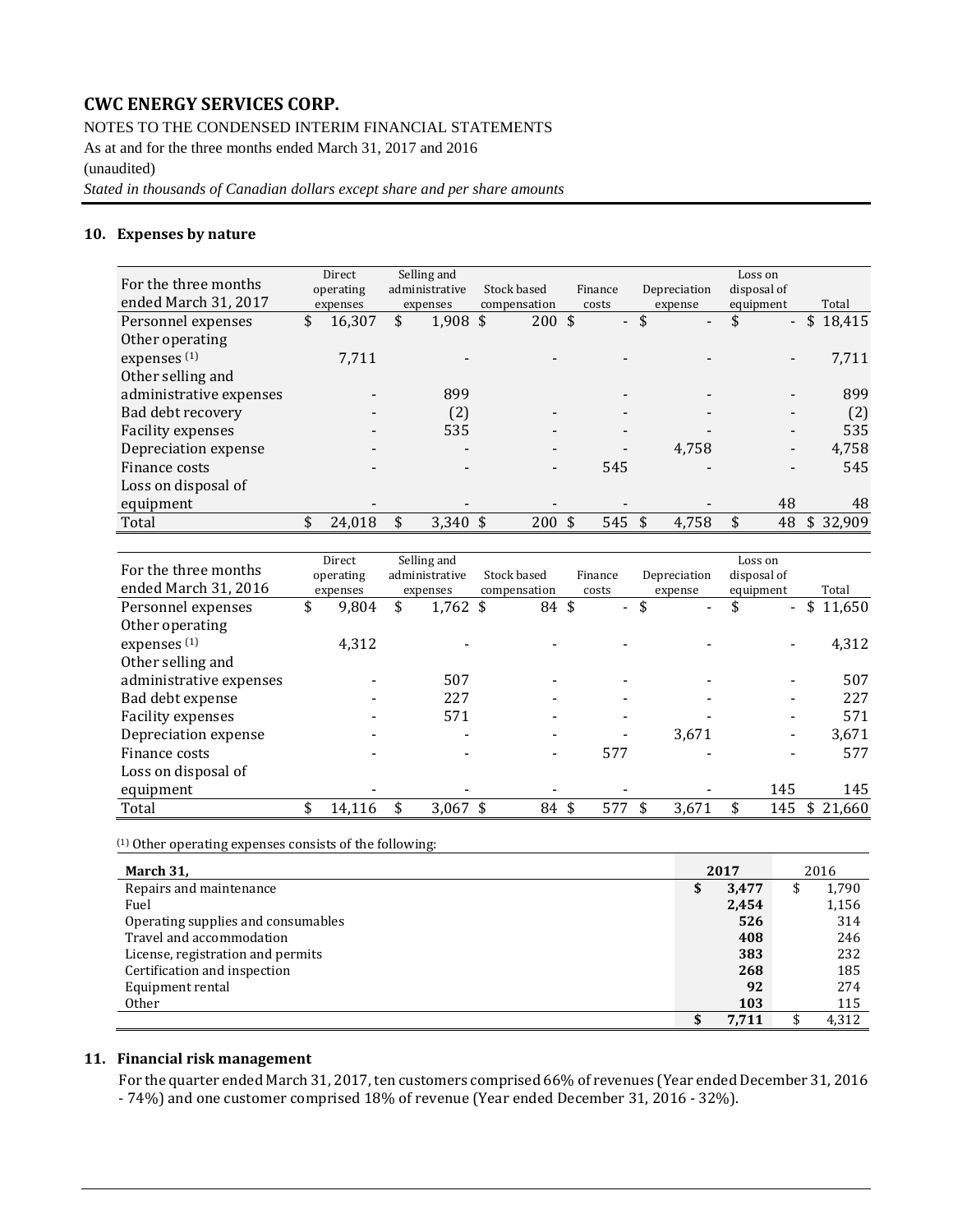# CWC ENERGY SERVICES CORP.

NOTES TO THE CONDENSED INTERIM FINANCIAL STATEMENTS
As at and for the three months ended March 31, 2017 and 2016
(unaudited)
*Stated in thousands of Canadian dollars except share and per share amounts*

## 10. Expenses by nature

| For the three months ended March 31, 2017 | Direct operating expenses | Selling and administrative expenses | Stock based compensation | Finance costs | Depreciation expense | Loss on disposal of equipment | Total |
|---|---|---|---|---|---|---|---|
| Personnel expenses | $ 16,307 | $ 1,908 | $ 200 | $ - | $ - | $ - | $ 18,415 |
| Other operating expenses (1) | 7,711 | - | - | - | - | - | 7,711 |
| Other selling and administrative expenses | - | 899 | | - | - | - | 899 |
| Bad debt recovery | - | (2) | - | - | - | - | (2) |
| Facility expenses | - | 535 | - | - | - | - | 535 |
| Depreciation expense | - | - | - | - | 4,758 | - | 4,758 |
| Finance costs | - | - | - | 545 | - | - | 545 |
| Loss on disposal of equipment | - | - | - | - | - | 48 | 48 |
| Total | $ 24,018 | $ 3,340 | $ 200 | $ 545 | $ 4,758 | $ 48 | $ 32,909 |

| For the three months ended March 31, 2016 | Direct operating expenses | Selling and administrative expenses | Stock based compensation | Finance costs | Depreciation expense | Loss on disposal of equipment | Total |
|---|---|---|---|---|---|---|---|
| Personnel expenses | $ 9,804 | $ 1,762 | $ 84 | $ - | $ - | $ - | $ 11,650 |
| Other operating expenses (1) | 4,312 | - | - | - | - | - | 4,312 |
| Other selling and administrative expenses | - | 507 | - | - | - | - | 507 |
| Bad debt expense | - | 227 | - | - | - | - | 227 |
| Facility expenses | - | 571 | - | - | - | - | 571 |
| Depreciation expense | - | - | - | - | 3,671 | - | 3,671 |
| Finance costs | - | - | - | 577 | - | - | 577 |
| Loss on disposal of equipment | - | - | - | - | - | 145 | 145 |
| Total | $ 14,116 | $ 3,067 | $ 84 | $ 577 | $ 3,671 | $ 145 | $ 21,660 |

(1) Other operating expenses consists of the following:

| March 31, | 2017 | 2016 |
|---|---|---|
| Repairs and maintenance | $ 3,477 | $ 1,790 |
| Fuel | 2,454 | 1,156 |
| Operating supplies and consumables | 526 | 314 |
| Travel and accommodation | 408 | 246 |
| License, registration and permits | 383 | 232 |
| Certification and inspection | 268 | 185 |
| Equipment rental | 92 | 274 |
| Other | 103 | 115 |
| | $ 7,711 | $ 4,312 |

## 11. Financial risk management

For the quarter ended March 31, 2017, ten customers comprised 66% of revenues (Year ended December 31, 2016 - 74%) and one customer comprised 18% of revenue (Year ended December 31, 2016 - 32%).